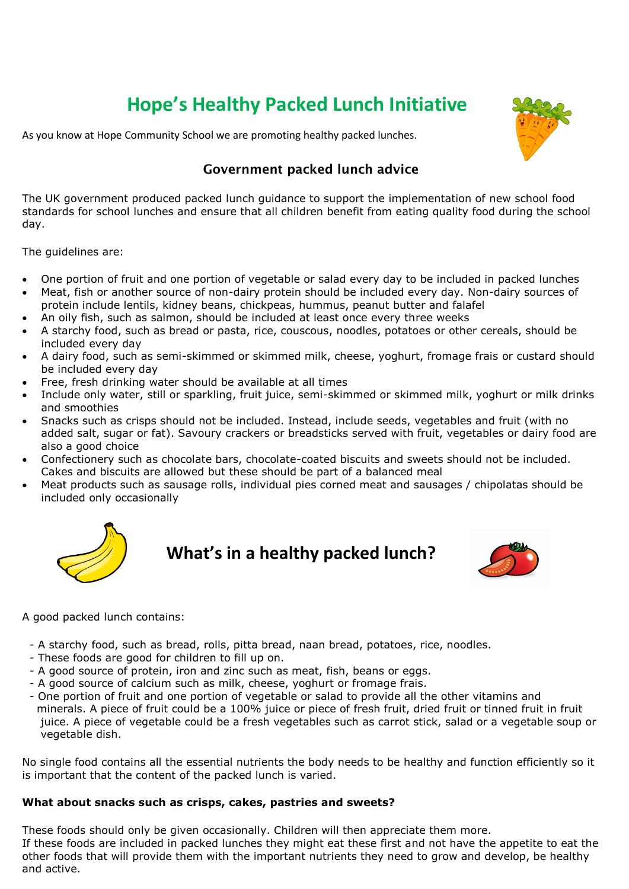# Hope's Healthy Packed Lunch Initiative

As you know at Hope Community School we are promoting healthy packed lunches.

## Government packed lunch advice

The UK government produced packed lunch guidance to support the implementation of new school food standards for school lunches and ensure that all children benefit from eating quality food during the school day.

The guidelines are:

- One portion of fruit and one portion of vegetable or salad every day to be included in packed lunches
- Meat, fish or another source of non-dairy protein should be included every day. Non-dairy sources of protein include lentils, kidney beans, chickpeas, hummus, peanut butter and falafel
- An oily fish, such as salmon, should be included at least once every three weeks
- A starchy food, such as bread or pasta, rice, couscous, noodles, potatoes or other cereals, should be included every day
- A dairy food, such as semi-skimmed or skimmed milk, cheese, yoghurt, fromage frais or custard should be included every day
- Free, fresh drinking water should be available at all times
- Include only water, still or sparkling, fruit juice, semi-skimmed or skimmed milk, yoghurt or milk drinks and smoothies
- Snacks such as crisps should not be included. Instead, include seeds, vegetables and fruit (with no added salt, sugar or fat). Savoury crackers or breadsticks served with fruit, vegetables or dairy food are also a good choice
- Confectionery such as chocolate bars, chocolate-coated biscuits and sweets should not be included. Cakes and biscuits are allowed but these should be part of a balanced meal
- Meat products such as sausage rolls, individual pies corned meat and sausages / chipolatas should be included only occasionally

## What's in a healthy packed lunch?

A good packed lunch contains:

- A starchy food, such as bread, rolls, pitta bread, naan bread, potatoes, rice, noodles.
- These foods are good for children to fill up on.
- A good source of protein, iron and zinc such as meat, fish, beans or eggs.
- A good source of calcium such as milk, cheese, yoghurt or fromage frais.
- One portion of fruit and one portion of vegetable or salad to provide all the other vitamins and minerals. A piece of fruit could be a 100% juice or piece of fresh fruit, dried fruit or tinned fruit in fruit juice. A piece of vegetable could be a fresh vegetables such as carrot stick, salad or a vegetable soup or vegetable dish.

No single food contains all the essential nutrients the body needs to be healthy and function efficiently so it is important that the content of the packed lunch is varied.

**What about snacks such as crisps, cakes, pastries and sweets?**

These foods should only be given occasionally. Children will then appreciate them more.
If these foods are included in packed lunches they might eat these first and not have the appetite to eat the other foods that will provide them with the important nutrients they need to grow and develop, be healthy and active.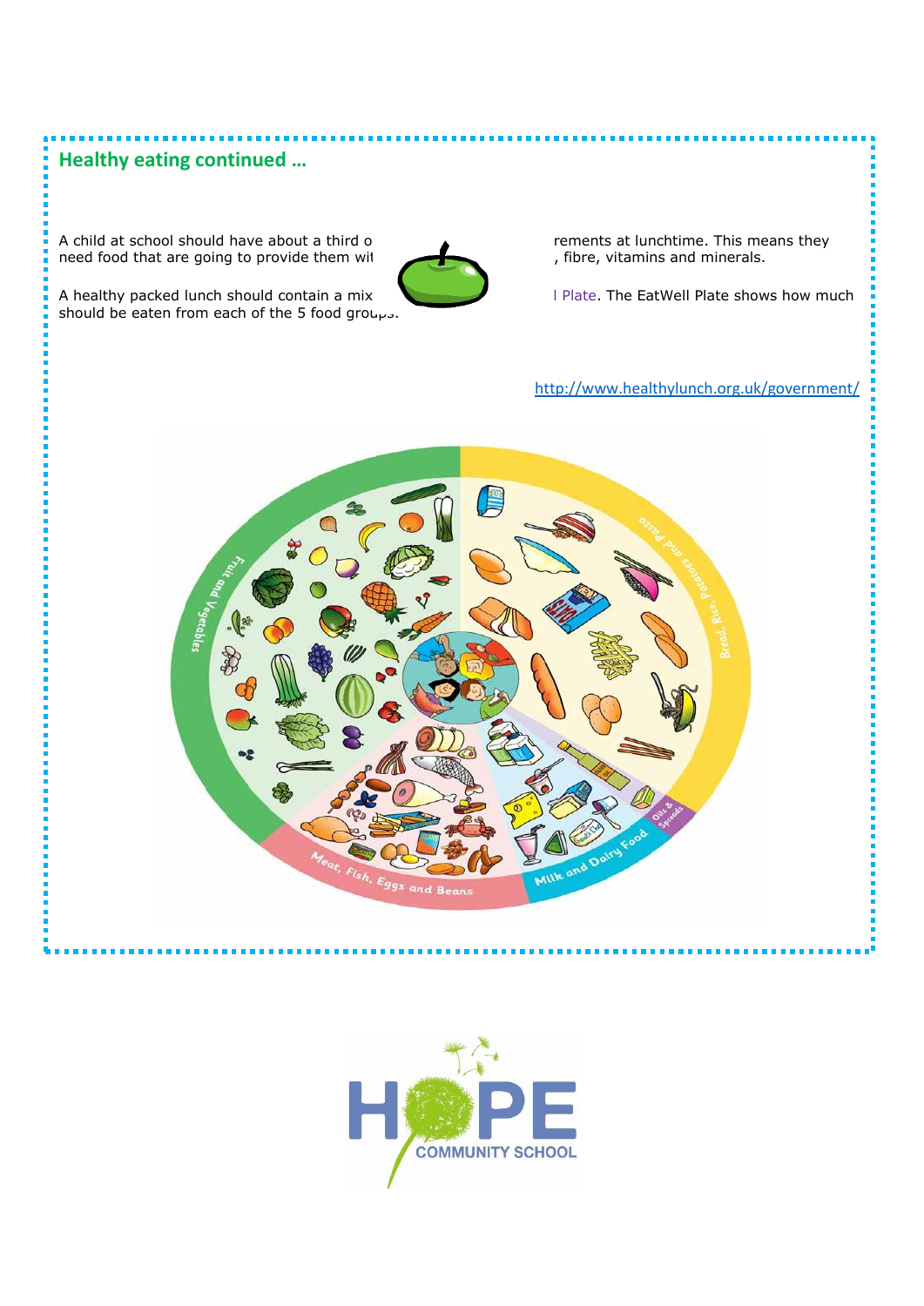## Healthy eating continued …

A child at school should have about a third o rements at lunchtime. This means they need food that are going to provide them wi , fibre, vitamins and minerals.

A healthy packed lunch should contain a mix l Plate. The EatWell Plate shows how much should be eaten from each of the 5 food groups.

http://www.healthylunch.org.uk/government/

Fruit and Vegetables

Bread, Rice, Potatoes and Pasta

Meat, Fish, Eggs and Beans

Milk and Dairy Food

Oils & Spreads

HOPE COMMUNITY SCHOOL